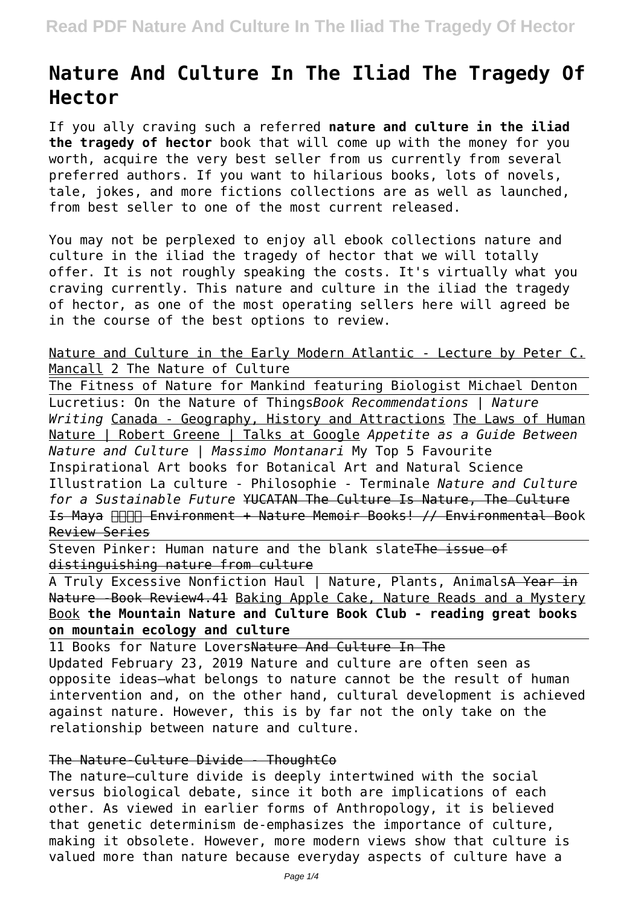# Nature And Culture In The Iliad The Tragedy Of Hector

If you ally craving such a referred **nature and culture in the iliad the tragedy of hector** book that will come up with the money for you worth, acquire the very best seller from us currently from several preferred authors. If you want to hilarious books, lots of novels, tale, jokes, and more fictions collections are as well as launched, from best seller to one of the most current released.

You may not be perplexed to enjoy all ebook collections nature and culture in the iliad the tragedy of hector that we will totally offer. It is not roughly speaking the costs. It's virtually what you craving currently. This nature and culture in the iliad the tragedy of hector, as one of the most operating sellers here will agreed be in the course of the best options to review.

Nature and Culture in the Early Modern Atlantic - Lecture by Peter C. Mancall 2 The Nature of Culture

The Fitness of Nature for Mankind featuring Biologist Michael Denton

Lucretius: On the Nature of Things *Book Recommendations | Nature Writing* Canada - Geography, History and Attractions The Laws of Human Nature | Robert Greene | Talks at Google *Appetite as a Guide Between Nature and Culture | Massimo Montanari* My Top 5 Favourite Inspirational Art books for Botanical Art and Natural Science Illustration La culture - Philosophie - Terminale *Nature and Culture for a Sustainable Future* ~~YUCATAN The Culture Is Nature, The Culture Is Maya~~ ~~Environment + Nature Memoir Books! // Environmental Book Review Series~~

Steven Pinker: Human nature and the blank slate ~~The issue of distinguishing nature from culture~~

A Truly Excessive Nonfiction Haul | Nature, Plants, Animals ~~A Year in Nature -Book Review4.41~~ Baking Apple Cake, Nature Reads and a Mystery Book **the Mountain Nature and Culture Book Club - reading great books on mountain ecology and culture**

11 Books for Nature Lovers ~~Nature And Culture In The~~

Updated February 23, 2019 Nature and culture are often seen as opposite ideas—what belongs to nature cannot be the result of human intervention and, on the other hand, cultural development is achieved against nature. However, this is by far not the only take on the relationship between nature and culture.

## The Nature-Culture Divide - ThoughtCo

The nature–culture divide is deeply intertwined with the social versus biological debate, since it both are implications of each other. As viewed in earlier forms of Anthropology, it is believed that genetic determinism de-emphasizes the importance of culture, making it obsolete. However, more modern views show that culture is valued more than nature because everyday aspects of culture have a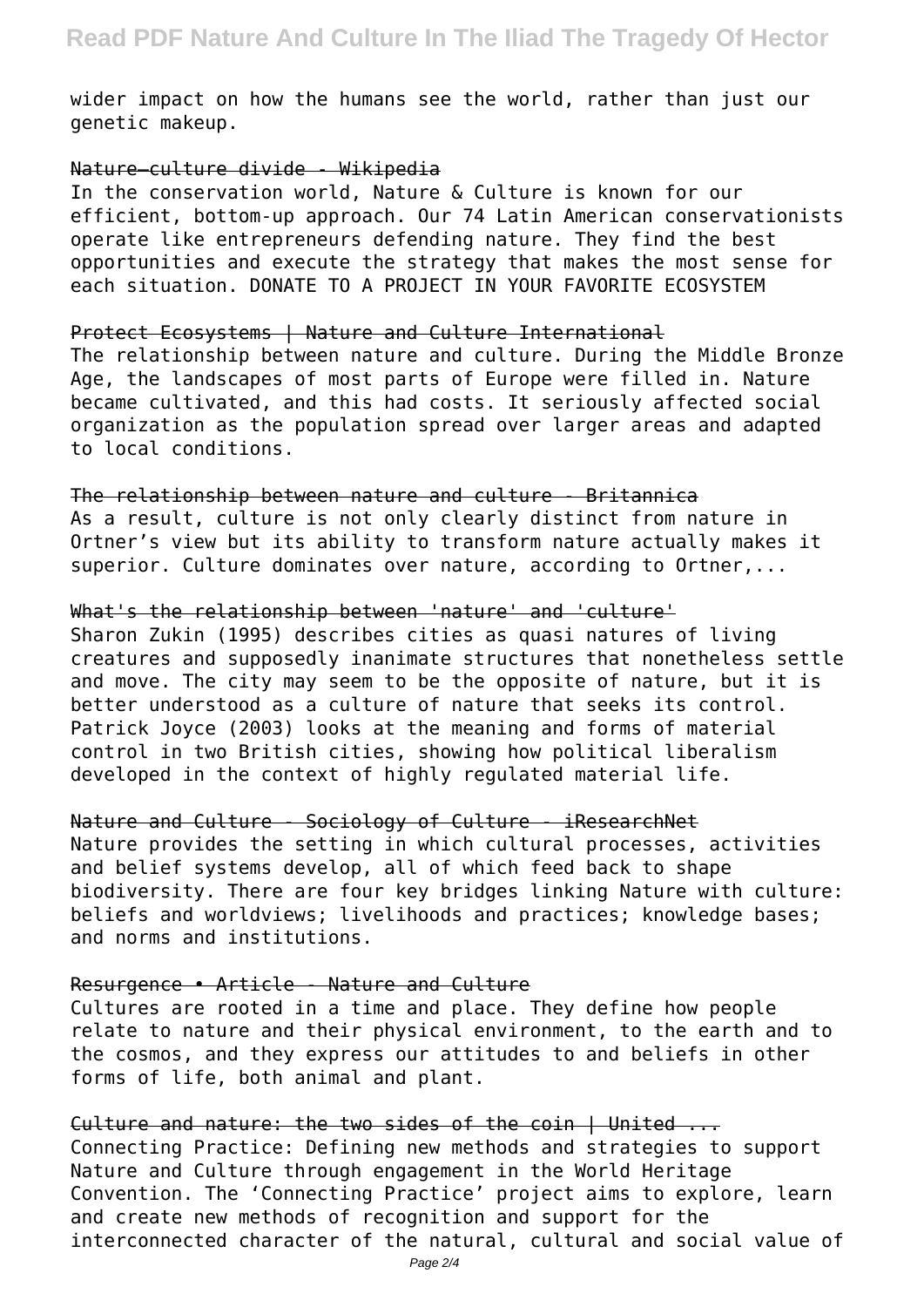wider impact on how the humans see the world, rather than just our genetic makeup.

### Nature–culture divide - Wikipedia

In the conservation world, Nature & Culture is known for our efficient, bottom-up approach. Our 74 Latin American conservationists operate like entrepreneurs defending nature. They find the best opportunities and execute the strategy that makes the most sense for each situation. DONATE TO A PROJECT IN YOUR FAVORITE ECOSYSTEM

### Protect Ecosystems | Nature and Culture International

The relationship between nature and culture. During the Middle Bronze Age, the landscapes of most parts of Europe were filled in. Nature became cultivated, and this had costs. It seriously affected social organization as the population spread over larger areas and adapted to local conditions.

### The relationship between nature and culture - Britannica

As a result, culture is not only clearly distinct from nature in Ortner's view but its ability to transform nature actually makes it superior. Culture dominates over nature, according to Ortner,...

### What's the relationship between 'nature' and 'culture'

Sharon Zukin (1995) describes cities as quasi natures of living creatures and supposedly inanimate structures that nonetheless settle and move. The city may seem to be the opposite of nature, but it is better understood as a culture of nature that seeks its control. Patrick Joyce (2003) looks at the meaning and forms of material control in two British cities, showing how political liberalism developed in the context of highly regulated material life.

### Nature and Culture - Sociology of Culture - iResearchNet

Nature provides the setting in which cultural processes, activities and belief systems develop, all of which feed back to shape biodiversity. There are four key bridges linking Nature with culture: beliefs and worldviews; livelihoods and practices; knowledge bases; and norms and institutions.

### Resurgence • Article - Nature and Culture

Cultures are rooted in a time and place. They define how people relate to nature and their physical environment, to the earth and to the cosmos, and they express our attitudes to and beliefs in other forms of life, both animal and plant.

### Culture and nature: the two sides of the coin | United ...

Connecting Practice: Defining new methods and strategies to support Nature and Culture through engagement in the World Heritage Convention. The 'Connecting Practice' project aims to explore, learn and create new methods of recognition and support for the interconnected character of the natural, cultural and social value of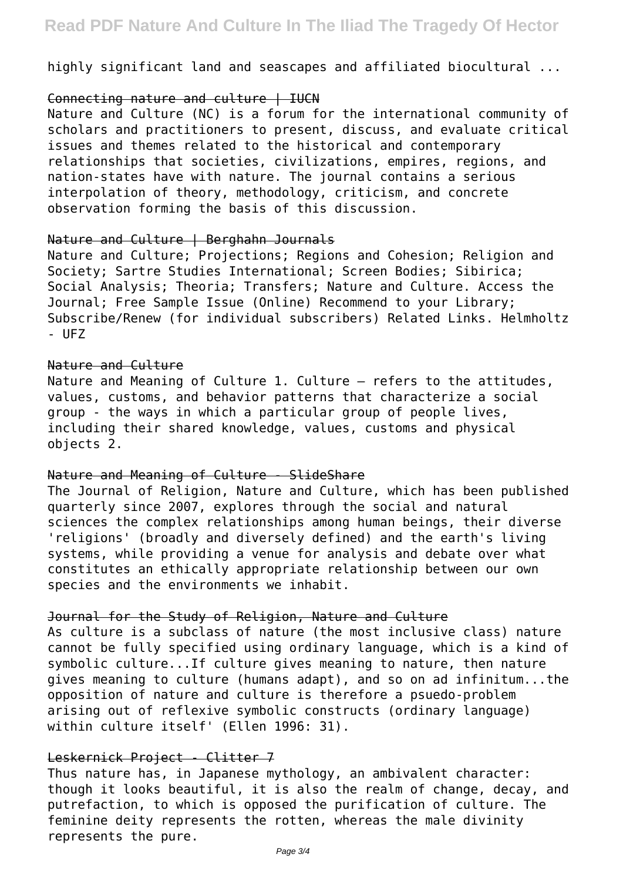highly significant land and seascapes and affiliated biocultural ...

Connecting nature and culture | IUCN

Nature and Culture (NC) is a forum for the international community of scholars and practitioners to present, discuss, and evaluate critical issues and themes related to the historical and contemporary relationships that societies, civilizations, empires, regions, and nation-states have with nature. The journal contains a serious interpolation of theory, methodology, criticism, and concrete observation forming the basis of this discussion.

Nature and Culture | Berghahn Journals

Nature and Culture; Projections; Regions and Cohesion; Religion and Society; Sartre Studies International; Screen Bodies; Sibirica; Social Analysis; Theoria; Transfers; Nature and Culture. Access the Journal; Free Sample Issue (Online) Recommend to your Library; Subscribe/Renew (for individual subscribers) Related Links. Helmholtz - UFZ

Nature and Culture

Nature and Meaning of Culture 1. Culture – refers to the attitudes, values, customs, and behavior patterns that characterize a social group - the ways in which a particular group of people lives, including their shared knowledge, values, customs and physical objects 2.

Nature and Meaning of Culture - SlideShare

The Journal of Religion, Nature and Culture, which has been published quarterly since 2007, explores through the social and natural sciences the complex relationships among human beings, their diverse 'religions' (broadly and diversely defined) and the earth's living systems, while providing a venue for analysis and debate over what constitutes an ethically appropriate relationship between our own species and the environments we inhabit.

Journal for the Study of Religion, Nature and Culture

As culture is a subclass of nature (the most inclusive class) nature cannot be fully specified using ordinary language, which is a kind of symbolic culture...If culture gives meaning to nature, then nature gives meaning to culture (humans adapt), and so on ad infinitum...the opposition of nature and culture is therefore a psuedo-problem arising out of reflexive symbolic constructs (ordinary language) within culture itself' (Ellen 1996: 31).

Leskernick Project - Clitter 7

Thus nature has, in Japanese mythology, an ambivalent character: though it looks beautiful, it is also the realm of change, decay, and putrefaction, to which is opposed the purification of culture. The feminine deity represents the rotten, whereas the male divinity represents the pure.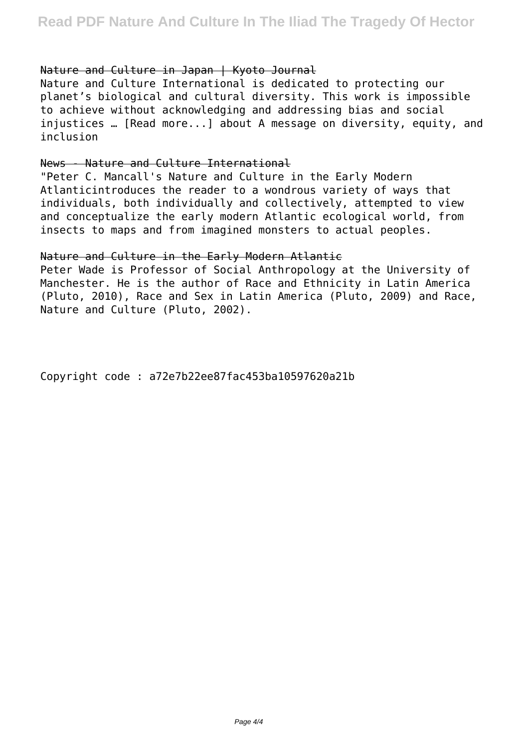Nature and Culture in Japan | Kyoto Journal

Nature and Culture International is dedicated to protecting our planet's biological and cultural diversity. This work is impossible to achieve without acknowledging and addressing bias and social injustices … [Read more...] about A message on diversity, equity, and inclusion

News - Nature and Culture International

"Peter C. Mancall's Nature and Culture in the Early Modern Atlanticintroduces the reader to a wondrous variety of ways that individuals, both individually and collectively, attempted to view and conceptualize the early modern Atlantic ecological world, from insects to maps and from imagined monsters to actual peoples.

Nature and Culture in the Early Modern Atlantic

Peter Wade is Professor of Social Anthropology at the University of Manchester. He is the author of Race and Ethnicity in Latin America (Pluto, 2010), Race and Sex in Latin America (Pluto, 2009) and Race, Nature and Culture (Pluto, 2002).

Copyright code : a72e7b22ee87fac453ba10597620a21b